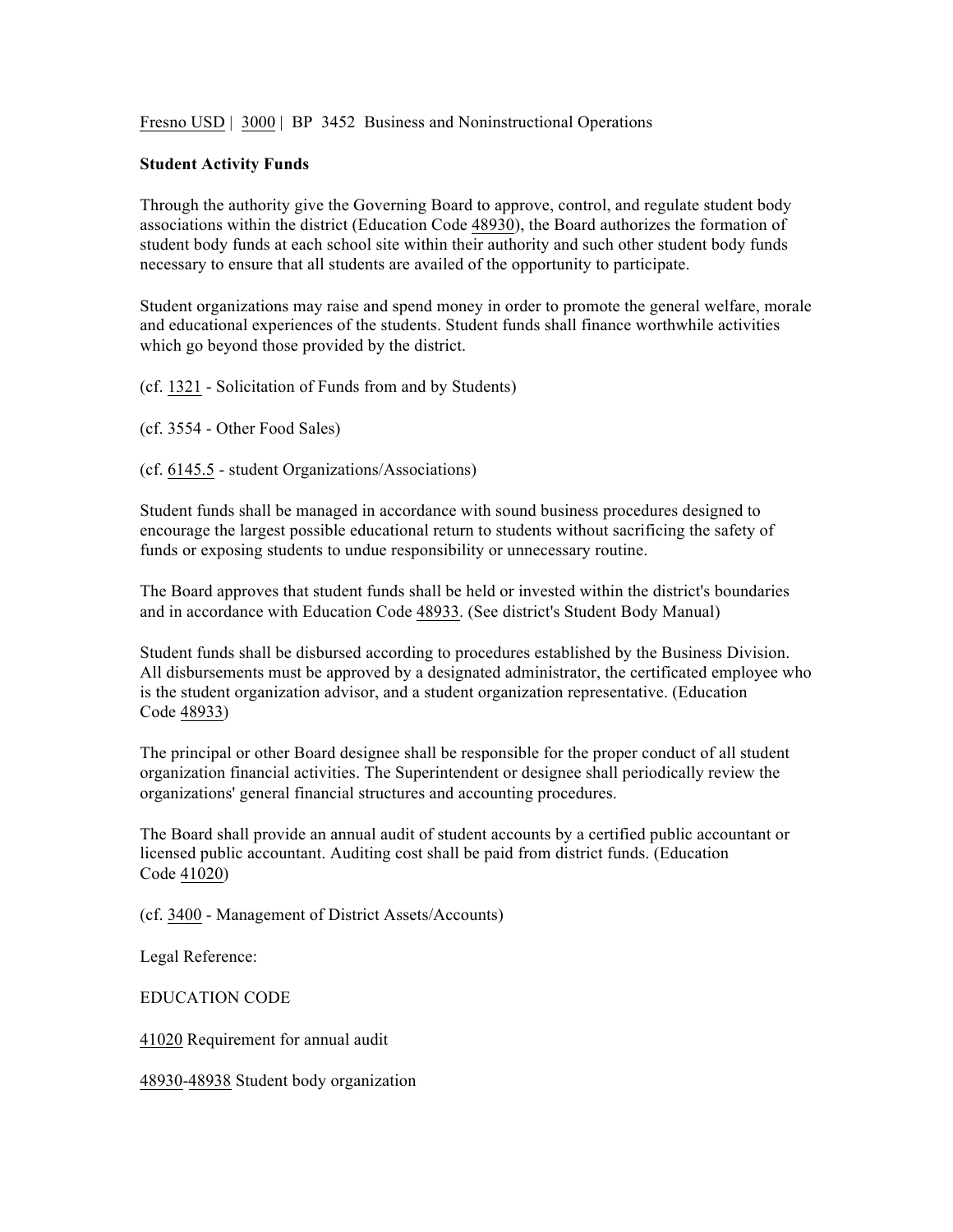Fresno USD | 3000 | BP 3452 Business and Noninstructional Operations

**Student Activity Funds**

Through the authority give the Governing Board to approve, control, and regulate student body associations within the district (Education Code 48930), the Board authorizes the formation of student body funds at each school site within their authority and such other student body funds necessary to ensure that all students are availed of the opportunity to participate.

Student organizations may raise and spend money in order to promote the general welfare, morale and educational experiences of the students. Student funds shall finance worthwhile activities which go beyond those provided by the district.

(cf. 1321 - Solicitation of Funds from and by Students)

(cf. 3554 - Other Food Sales)

(cf. 6145.5 - student Organizations/Associations)

Student funds shall be managed in accordance with sound business procedures designed to encourage the largest possible educational return to students without sacrificing the safety of funds or exposing students to undue responsibility or unnecessary routine.

The Board approves that student funds shall be held or invested within the district's boundaries and in accordance with Education Code 48933. (See district's Student Body Manual)

Student funds shall be disbursed according to procedures established by the Business Division. All disbursements must be approved by a designated administrator, the certificated employee who is the student organization advisor, and a student organization representative. (Education Code 48933)

The principal or other Board designee shall be responsible for the proper conduct of all student organization financial activities. The Superintendent or designee shall periodically review the organizations' general financial structures and accounting procedures.

The Board shall provide an annual audit of student accounts by a certified public accountant or licensed public accountant. Auditing cost shall be paid from district funds. (Education Code 41020)

(cf. 3400 - Management of District Assets/Accounts)

Legal Reference:

EDUCATION CODE

41020 Requirement for annual audit

48930-48938 Student body organization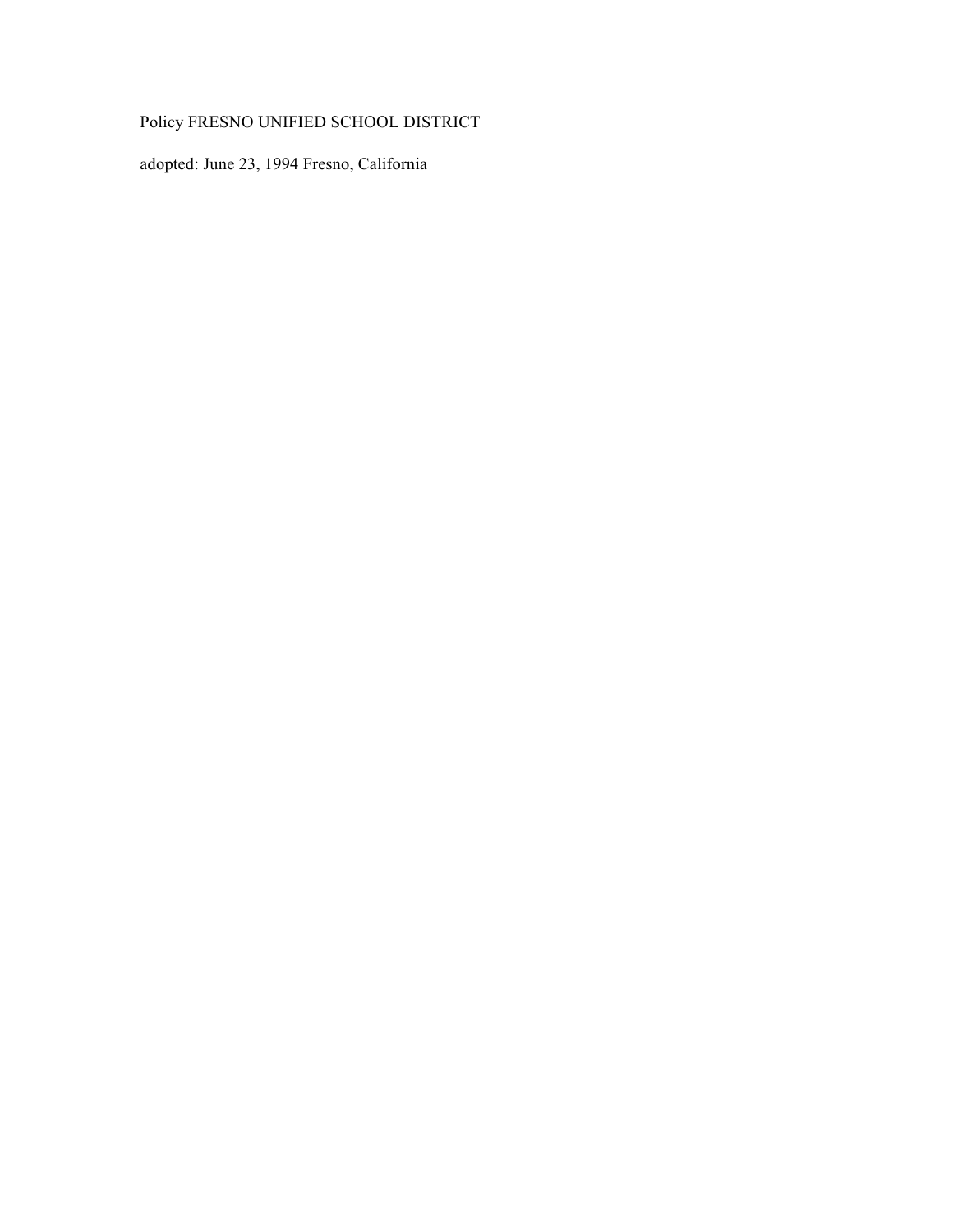Policy FRESNO UNIFIED SCHOOL DISTRICT

adopted: June 23, 1994 Fresno, California